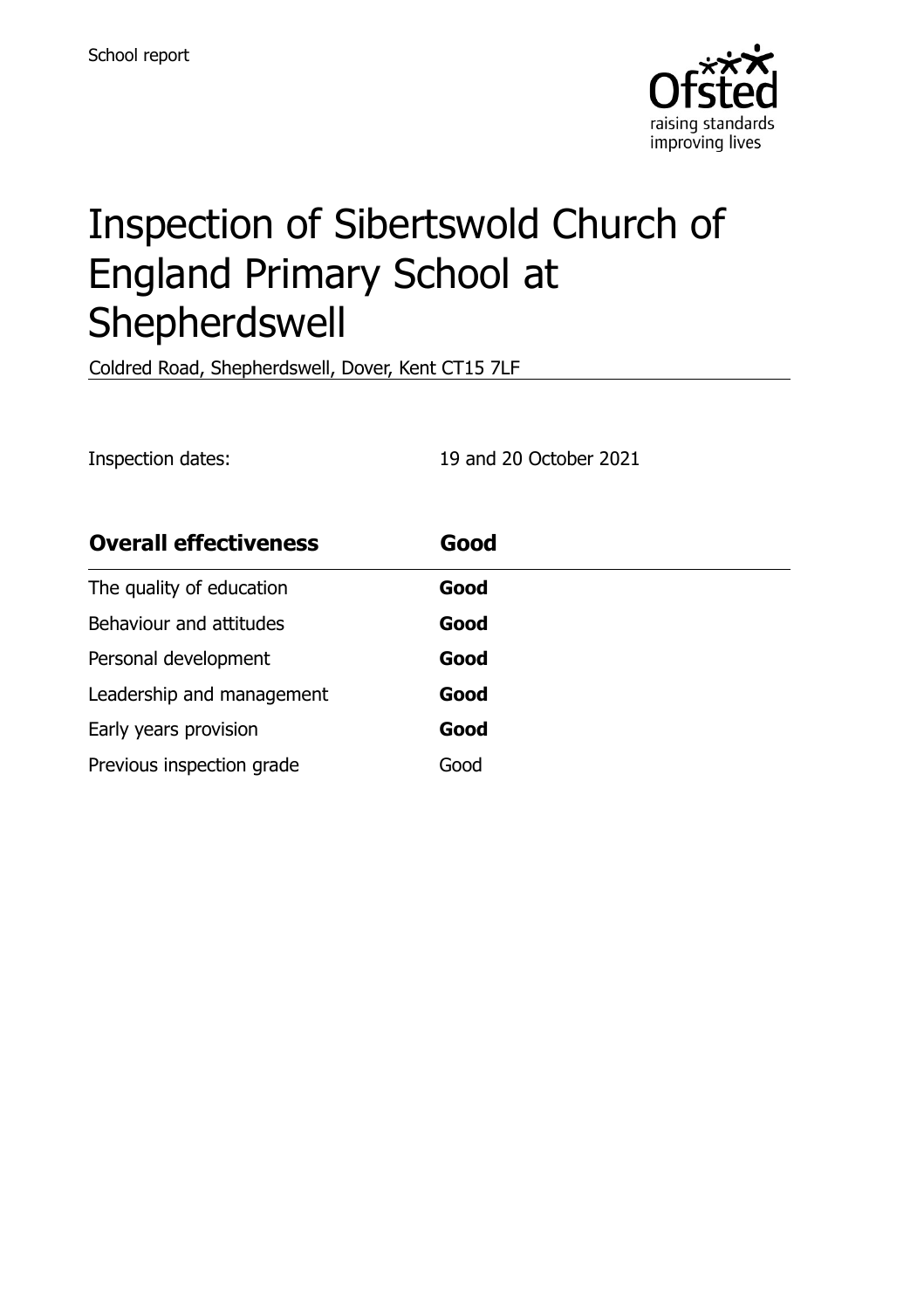School report

# Inspection of Sibertswold Church of England Primary School at Shepherdswell

Coldred Road, Shepherdswell, Dover, Kent CT15 7LF

Inspection dates: 19 and 20 October 2021

| **Overall effectiveness** | **Good** |
|---|---|
| The quality of education | **Good** |
| Behaviour and attitudes | **Good** |
| Personal development | **Good** |
| Leadership and management | **Good** |
| Early years provision | **Good** |
| Previous inspection grade | Good |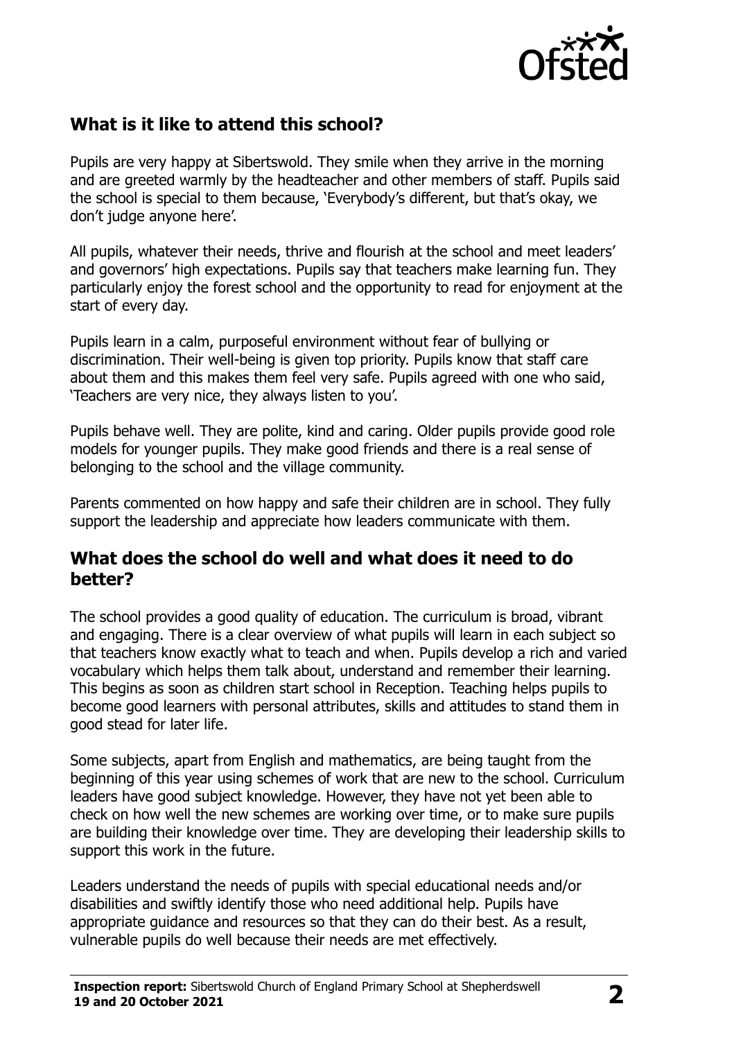## What is it like to attend this school?

Pupils are very happy at Sibertswold. They smile when they arrive in the morning and are greeted warmly by the headteacher and other members of staff. Pupils said the school is special to them because, 'Everybody's different, but that's okay, we don't judge anyone here'.

All pupils, whatever their needs, thrive and flourish at the school and meet leaders' and governors' high expectations. Pupils say that teachers make learning fun. They particularly enjoy the forest school and the opportunity to read for enjoyment at the start of every day.

Pupils learn in a calm, purposeful environment without fear of bullying or discrimination. Their well-being is given top priority. Pupils know that staff care about them and this makes them feel very safe. Pupils agreed with one who said, 'Teachers are very nice, they always listen to you'.

Pupils behave well. They are polite, kind and caring. Older pupils provide good role models for younger pupils. They make good friends and there is a real sense of belonging to the school and the village community.

Parents commented on how happy and safe their children are in school. They fully support the leadership and appreciate how leaders communicate with them.

## What does the school do well and what does it need to do better?

The school provides a good quality of education. The curriculum is broad, vibrant and engaging. There is a clear overview of what pupils will learn in each subject so that teachers know exactly what to teach and when. Pupils develop a rich and varied vocabulary which helps them talk about, understand and remember their learning. This begins as soon as children start school in Reception. Teaching helps pupils to become good learners with personal attributes, skills and attitudes to stand them in good stead for later life.

Some subjects, apart from English and mathematics, are being taught from the beginning of this year using schemes of work that are new to the school. Curriculum leaders have good subject knowledge. However, they have not yet been able to check on how well the new schemes are working over time, or to make sure pupils are building their knowledge over time. They are developing their leadership skills to support this work in the future.

Leaders understand the needs of pupils with special educational needs and/or disabilities and swiftly identify those who need additional help. Pupils have appropriate guidance and resources so that they can do their best. As a result, vulnerable pupils do well because their needs are met effectively.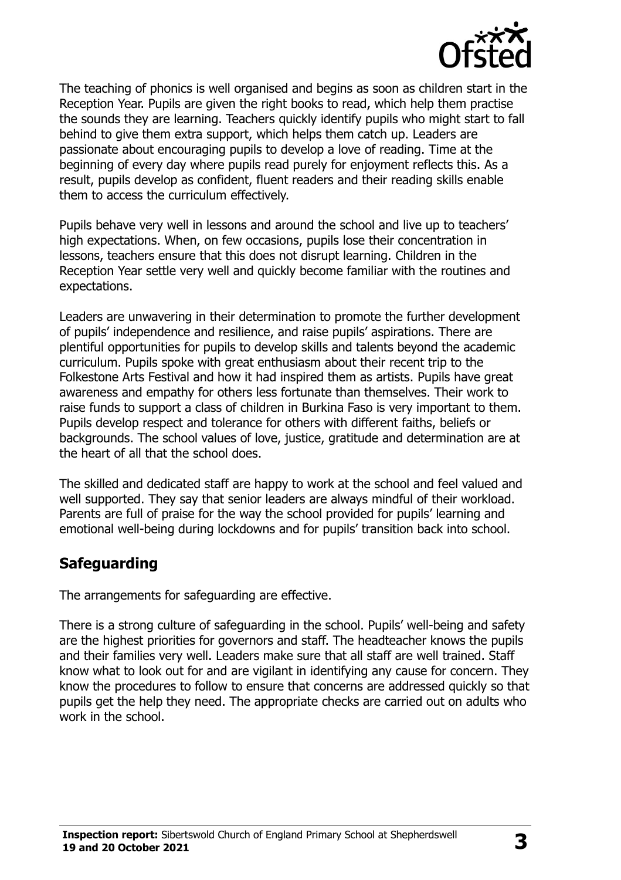The teaching of phonics is well organised and begins as soon as children start in the Reception Year. Pupils are given the right books to read, which help them practise the sounds they are learning. Teachers quickly identify pupils who might start to fall behind to give them extra support, which helps them catch up. Leaders are passionate about encouraging pupils to develop a love of reading. Time at the beginning of every day where pupils read purely for enjoyment reflects this. As a result, pupils develop as confident, fluent readers and their reading skills enable them to access the curriculum effectively.

Pupils behave very well in lessons and around the school and live up to teachers' high expectations. When, on few occasions, pupils lose their concentration in lessons, teachers ensure that this does not disrupt learning. Children in the Reception Year settle very well and quickly become familiar with the routines and expectations.

Leaders are unwavering in their determination to promote the further development of pupils' independence and resilience, and raise pupils' aspirations. There are plentiful opportunities for pupils to develop skills and talents beyond the academic curriculum. Pupils spoke with great enthusiasm about their recent trip to the Folkestone Arts Festival and how it had inspired them as artists. Pupils have great awareness and empathy for others less fortunate than themselves. Their work to raise funds to support a class of children in Burkina Faso is very important to them. Pupils develop respect and tolerance for others with different faiths, beliefs or backgrounds. The school values of love, justice, gratitude and determination are at the heart of all that the school does.

The skilled and dedicated staff are happy to work at the school and feel valued and well supported. They say that senior leaders are always mindful of their workload. Parents are full of praise for the way the school provided for pupils' learning and emotional well-being during lockdowns and for pupils' transition back into school.

## Safeguarding

The arrangements for safeguarding are effective.

There is a strong culture of safeguarding in the school. Pupils' well-being and safety are the highest priorities for governors and staff. The headteacher knows the pupils and their families very well. Leaders make sure that all staff are well trained. Staff know what to look out for and are vigilant in identifying any cause for concern. They know the procedures to follow to ensure that concerns are addressed quickly so that pupils get the help they need. The appropriate checks are carried out on adults who work in the school.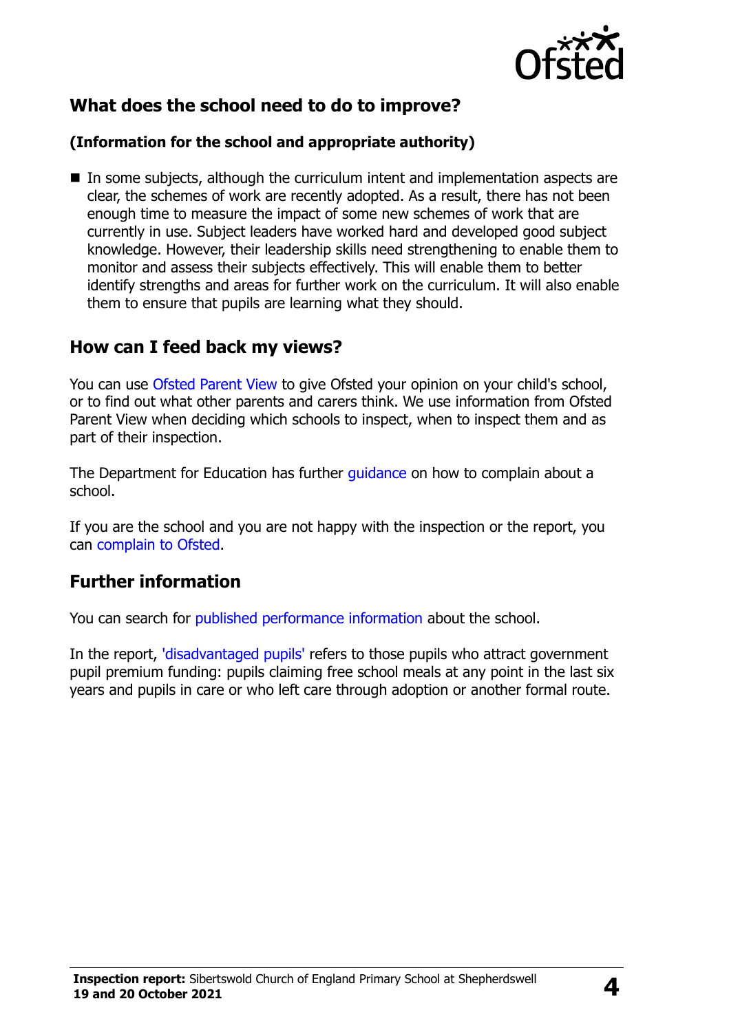## What does the school need to do to improve?

**(Information for the school and appropriate authority)**

- In some subjects, although the curriculum intent and implementation aspects are clear, the schemes of work are recently adopted. As a result, there has not been enough time to measure the impact of some new schemes of work that are currently in use. Subject leaders have worked hard and developed good subject knowledge. However, their leadership skills need strengthening to enable them to monitor and assess their subjects effectively. This will enable them to better identify strengths and areas for further work on the curriculum. It will also enable them to ensure that pupils are learning what they should.

## How can I feed back my views?

You can use Ofsted Parent View to give Ofsted your opinion on your child's school, or to find out what other parents and carers think. We use information from Ofsted Parent View when deciding which schools to inspect, when to inspect them and as part of their inspection.

The Department for Education has further guidance on how to complain about a school.

If you are the school and you are not happy with the inspection or the report, you can complain to Ofsted.

## Further information

You can search for published performance information about the school.

In the report, 'disadvantaged pupils' refers to those pupils who attract government pupil premium funding: pupils claiming free school meals at any point in the last six years and pupils in care or who left care through adoption or another formal route.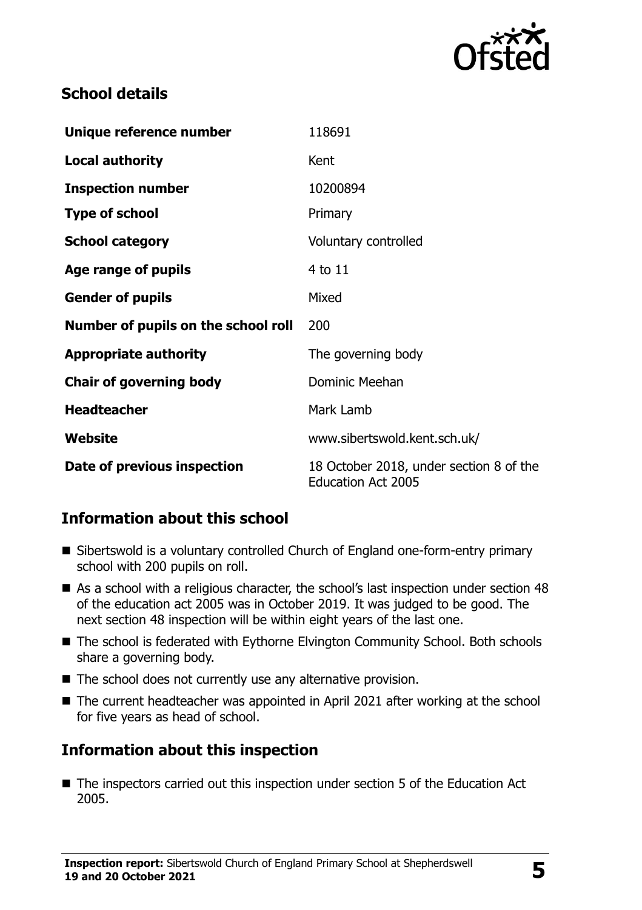## School details

| | |
|---|---|
| **Unique reference number** | 118691 |
| **Local authority** | Kent |
| **Inspection number** | 10200894 |
| **Type of school** | Primary |
| **School category** | Voluntary controlled |
| **Age range of pupils** | 4 to 11 |
| **Gender of pupils** | Mixed |
| **Number of pupils on the school roll** | 200 |
| **Appropriate authority** | The governing body |
| **Chair of governing body** | Dominic Meehan |
| **Headteacher** | Mark Lamb |
| **Website** | www.sibertswold.kent.sch.uk/ |
| **Date of previous inspection** | 18 October 2018, under section 8 of the Education Act 2005 |

## Information about this school

- Sibertswold is a voluntary controlled Church of England one-form-entry primary school with 200 pupils on roll.
- As a school with a religious character, the school's last inspection under section 48 of the education act 2005 was in October 2019. It was judged to be good. The next section 48 inspection will be within eight years of the last one.
- The school is federated with Eythorne Elvington Community School. Both schools share a governing body.
- The school does not currently use any alternative provision.
- The current headteacher was appointed in April 2021 after working at the school for five years as head of school.

## Information about this inspection

- The inspectors carried out this inspection under section 5 of the Education Act 2005.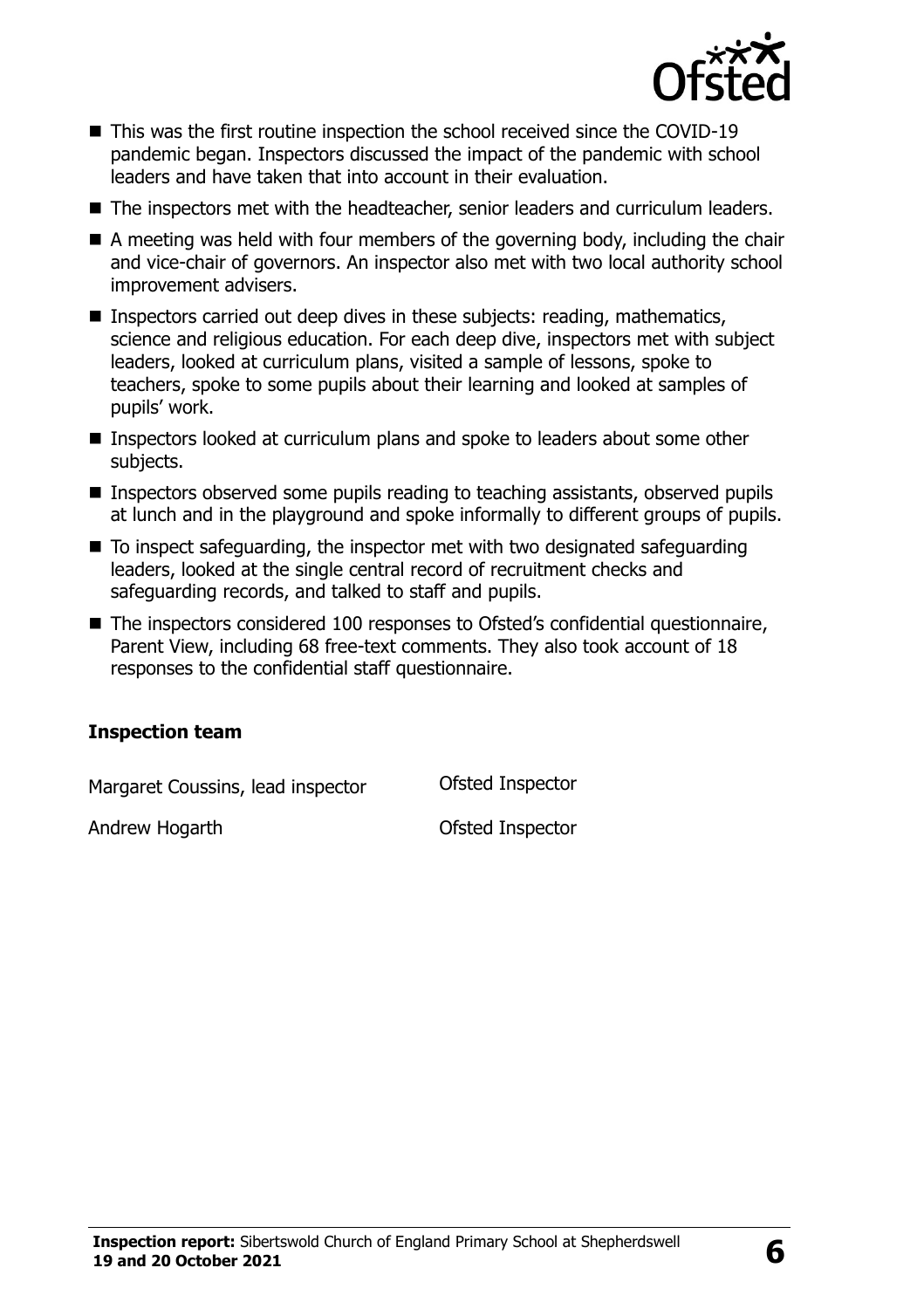- This was the first routine inspection the school received since the COVID-19 pandemic began. Inspectors discussed the impact of the pandemic with school leaders and have taken that into account in their evaluation.
- The inspectors met with the headteacher, senior leaders and curriculum leaders.
- A meeting was held with four members of the governing body, including the chair and vice-chair of governors. An inspector also met with two local authority school improvement advisers.
- Inspectors carried out deep dives in these subjects: reading, mathematics, science and religious education. For each deep dive, inspectors met with subject leaders, looked at curriculum plans, visited a sample of lessons, spoke to teachers, spoke to some pupils about their learning and looked at samples of pupils' work.
- Inspectors looked at curriculum plans and spoke to leaders about some other subjects.
- Inspectors observed some pupils reading to teaching assistants, observed pupils at lunch and in the playground and spoke informally to different groups of pupils.
- To inspect safeguarding, the inspector met with two designated safeguarding leaders, looked at the single central record of recruitment checks and safeguarding records, and talked to staff and pupils.
- The inspectors considered 100 responses to Ofsted's confidential questionnaire, Parent View, including 68 free-text comments. They also took account of 18 responses to the confidential staff questionnaire.

### Inspection team

| | |
|---|---|
| Margaret Coussins, lead inspector | Ofsted Inspector |
| Andrew Hogarth | Ofsted Inspector |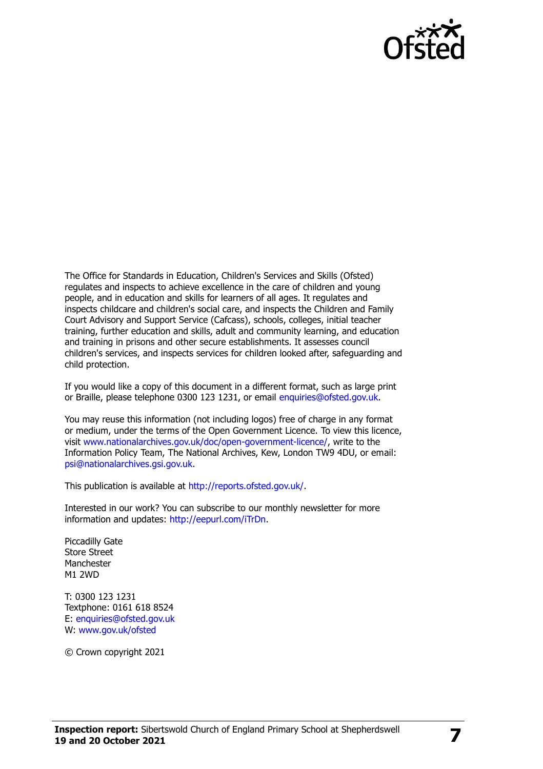The Office for Standards in Education, Children's Services and Skills (Ofsted) regulates and inspects to achieve excellence in the care of children and young people, and in education and skills for learners of all ages. It regulates and inspects childcare and children's social care, and inspects the Children and Family Court Advisory and Support Service (Cafcass), schools, colleges, initial teacher training, further education and skills, adult and community learning, and education and training in prisons and other secure establishments. It assesses council children's services, and inspects services for children looked after, safeguarding and child protection.

If you would like a copy of this document in a different format, such as large print or Braille, please telephone 0300 123 1231, or email enquiries@ofsted.gov.uk.

You may reuse this information (not including logos) free of charge in any format or medium, under the terms of the Open Government Licence. To view this licence, visit www.nationalarchives.gov.uk/doc/open-government-licence/, write to the Information Policy Team, The National Archives, Kew, London TW9 4DU, or email: psi@nationalarchives.gsi.gov.uk.

This publication is available at http://reports.ofsted.gov.uk/.

Interested in our work? You can subscribe to our monthly newsletter for more information and updates: http://eepurl.com/iTrDn.

Piccadilly Gate
Store Street
Manchester
M1 2WD

T: 0300 123 1231
Textphone: 0161 618 8524
E: enquiries@ofsted.gov.uk
W: www.gov.uk/ofsted

© Crown copyright 2021